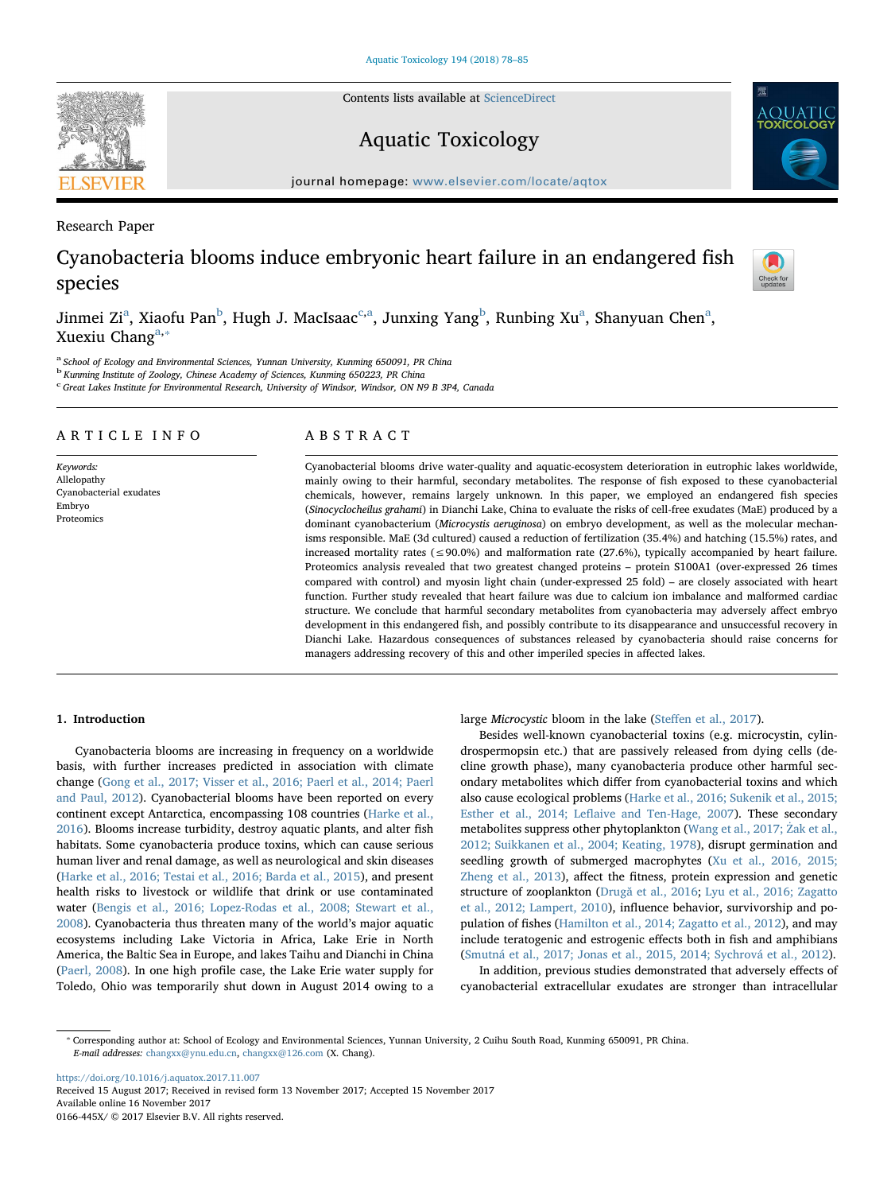Research Paper

# Cyanobacteria blooms induce embryonic heart failure in an endangered fish species

Jinmei Zi[a], Xiaofu Pan[b], Hugh J. MacIsaac[c,a], Junxing Yang[b], Runbing Xu[a], Shanyuan Chen[a], Xuexiu Chang[a,*]

[a] School of Ecology and Environmental Sciences, Yunnan University, Kunming 650091, PR China
[b] Kunming Institute of Zoology, Chinese Academy of Sciences, Kunming 650223, PR China
[c] Great Lakes Institute for Environmental Research, University of Windsor, Windsor, ON N9 B 3P4, Canada

## ARTICLE INFO

*Keywords:*
Allelopathy
Cyanobacterial exudates
Embryo
Proteomics

## ABSTRACT

Cyanobacterial blooms drive water-quality and aquatic-ecosystem deterioration in eutrophic lakes worldwide, mainly owing to their harmful, secondary metabolites. The response of fish exposed to these cyanobacterial chemicals, however, remains largely unknown. In this paper, we employed an endangered fish species (*Sinocyclocheilus grahami*) in Dianchi Lake, China to evaluate the risks of cell-free exudates (MaE) produced by a dominant cyanobacterium (*Microcystis aeruginosa*) on embryo development, as well as the molecular mechanisms responsible. MaE (3d cultured) caused a reduction of fertilization (35.4%) and hatching (15.5%) rates, and increased mortality rates (≤90.0%) and malformation rate (27.6%), typically accompanied by heart failure. Proteomics analysis revealed that two greatest changed proteins – protein S100A1 (over-expressed 26 times compared with control) and myosin light chain (under-expressed 25 fold) – are closely associated with heart function. Further study revealed that heart failure was due to calcium ion imbalance and malformed cardiac structure. We conclude that harmful secondary metabolites from cyanobacteria may adversely affect embryo development in this endangered fish, and possibly contribute to its disappearance and unsuccessful recovery in Dianchi Lake. Hazardous consequences of substances released by cyanobacteria should raise concerns for managers addressing recovery of this and other imperiled species in affected lakes.

## 1. Introduction

Cyanobacteria blooms are increasing in frequency on a worldwide basis, with further increases predicted in association with climate change (Gong et al., 2017; Visser et al., 2016; Paerl et al., 2014; Paerl and Paul, 2012). Cyanobacterial blooms have been reported on every continent except Antarctica, encompassing 108 countries (Harke et al., 2016). Blooms increase turbidity, destroy aquatic plants, and alter fish habitats. Some cyanobacteria produce toxins, which can cause serious human liver and renal damage, as well as neurological and skin diseases (Harke et al., 2016; Testai et al., 2016; Barda et al., 2015), and present health risks to livestock or wildlife that drink or use contaminated water (Bengis et al., 2016; Lopez-Rodas et al., 2008; Stewart et al., 2008). Cyanobacteria thus threaten many of the world's major aquatic ecosystems including Lake Victoria in Africa, Lake Erie in North America, the Baltic Sea in Europe, and lakes Taihu and Dianchi in China (Paerl, 2008). In one high profile case, the Lake Erie water supply for Toledo, Ohio was temporarily shut down in August 2014 owing to a large *Microcystic* bloom in the lake (Steffen et al., 2017).

Besides well-known cyanobacterial toxins (e.g. microcystin, cylindrospermopsin etc.) that are passively released from dying cells (decline growth phase), many cyanobacteria produce other harmful secondary metabolites which differ from cyanobacterial toxins and which also cause ecological problems (Harke et al., 2016; Sukenik et al., 2015; Esther et al., 2014; Leflaive and Ten-Hage, 2007). These secondary metabolites suppress other phytoplankton (Wang et al., 2017; Zak et al., 2012; Suikkanen et al., 2004; Keating, 1978), disrupt germination and seedling growth of submerged macrophytes (Xu et al., 2016, 2015; Zheng et al., 2013), affect the fitness, protein expression and genetic structure of zooplankton (Drugă et al., 2016; Lyu et al., 2016; Zagatto et al., 2012; Lampert, 2010), influence behavior, survivorship and population of fishes (Hamilton et al., 2014; Zagatto et al., 2012), and may include teratogenic and estrogenic effects both in fish and amphibians (Smutná et al., 2017; Jonas et al., 2015, 2014; Sychrová et al., 2012).

In addition, previous studies demonstrated that adversely effects of cyanobacterial extracellular exudates are stronger than intracellular

* Corresponding author at: School of Ecology and Environmental Sciences, Yunnan University, 2 Cuihu South Road, Kunming 650091, PR China.
*E-mail addresses:* changxx@ynu.edu.cn, changxx@126.com (X. Chang).

https://doi.org/10.1016/j.aquatox.2017.11.007
Received 15 August 2017; Received in revised form 13 November 2017; Accepted 15 November 2017
Available online 16 November 2017
0166-445X/ © 2017 Elsevier B.V. All rights reserved.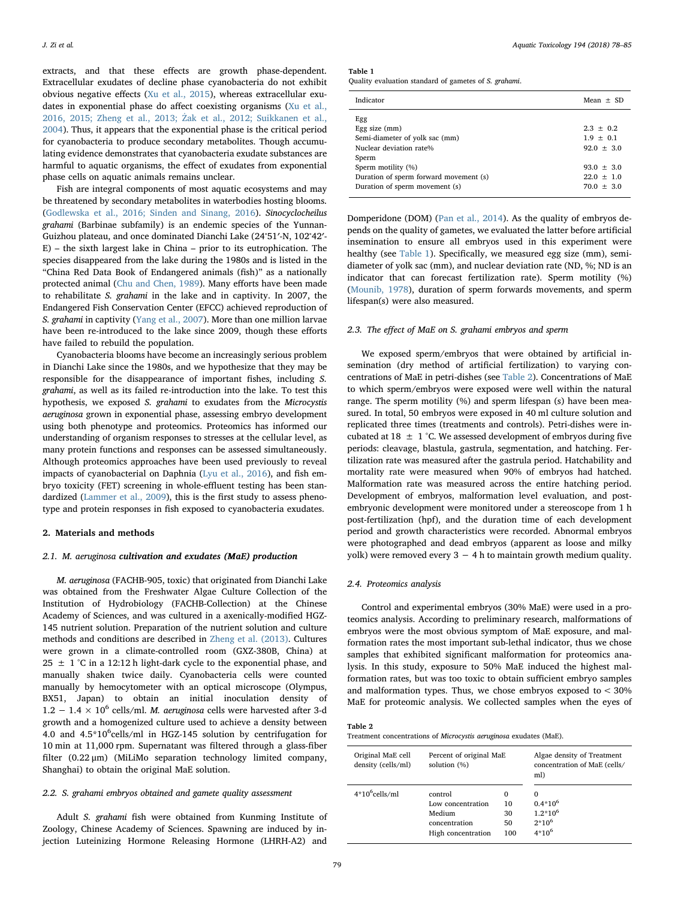extracts, and that these effects are growth phase-dependent. Extracellular exudates of decline phase cyanobacteria do not exhibit obvious negative effects (Xu et al., 2015), whereas extracellular exudates in exponential phase do affect coexisting organisms (Xu et al., 2016, 2015; Zheng et al., 2013; Żak et al., 2012; Suikkanen et al., 2004). Thus, it appears that the exponential phase is the critical period for cyanobacteria to produce secondary metabolites. Though accumulating evidence demonstrates that cyanobacteria exudate substances are harmful to aquatic organisms, the effect of exudates from exponential phase cells on aquatic animals remains unclear.

Fish are integral components of most aquatic ecosystems and may be threatened by secondary metabolites in waterbodies hosting blooms. (Godlewska et al., 2016; Sinden and Sinang, 2016). *Sinocyclocheilus grahami* (Barbinae subfamily) is an endemic species of the Yunnan-Guizhou plateau, and once dominated Dianchi Lake (24°51′-N, 102°42′-E) – the sixth largest lake in China – prior to its eutrophication. The species disappeared from the lake during the 1980s and is listed in the "China Red Data Book of Endangered animals (fish)" as a nationally protected animal (Chu and Chen, 1989). Many efforts have been made to rehabilitate *S. grahami* in the lake and in captivity. In 2007, the Endangered Fish Conservation Center (EFCC) achieved reproduction of *S. grahami* in captivity (Yang et al., 2007). More than one million larvae have been re-introduced to the lake since 2009, though these efforts have failed to rebuild the population.

Cyanobacteria blooms have become an increasingly serious problem in Dianchi Lake since the 1980s, and we hypothesize that they may be responsible for the disappearance of important fishes, including *S. grahami*, as well as its failed re-introduction into the lake. To test this hypothesis, we exposed *S. grahami* to exudates from the *Microcystis aeruginosa* grown in exponential phase, assessing embryo development using both phenotype and proteomics. Proteomics has informed our understanding of organism responses to stresses at the cellular level, as many protein functions and responses can be assessed simultaneously. Although proteomics approaches have been used previously to reveal impacts of cyanobacterial on Daphnia (Lyu et al., 2016), and fish embryo toxicity (FET) screening in whole-effluent testing has been standardized (Lammer et al., 2009), this is the first study to assess phenotype and protein responses in fish exposed to cyanobacteria exudates.

## 2. Materials and methods

### 2.1. *M. aeruginosa* cultivation and exudates (MaE) production

*M. aeruginosa* (FACHB-905, toxic) that originated from Dianchi Lake was obtained from the Freshwater Algae Culture Collection of the Institution of Hydrobiology (FACHB-Collection) at the Chinese Academy of Sciences, and was cultured in a axenically-modified HGZ-145 nutrient solution. Preparation of the nutrient solution and culture methods and conditions are described in Zheng et al. (2013). Cultures were grown in a climate-controlled room (GXZ-380B, China) at 25 ± 1 °C in a 12:12 h light-dark cycle to the exponential phase, and manually shaken twice daily. Cyanobacteria cells were counted manually by hemocytometer with an optical microscope (Olympus, BX51, Japan) to obtain an initial inoculation density of $1.2 - 1.4 \times 10^6$ cells/ml. *M. aeruginosa* cells were harvested after 3-d growth and a homogenized culture used to achieve a density between 4.0 and $4.5*10^6$cells/ml in HGZ-145 solution by centrifugation for 10 min at 11,000 rpm. Supernatant was filtered through a glass-fiber filter (0.22 μm) (MiLiMo separation technology limited company, Shanghai) to obtain the original MaE solution.

### 2.2. *S. grahami* embryos obtained and gamete quality assessment

Adult *S. grahami* fish were obtained from Kunming Institute of Zoology, Chinese Academy of Sciences. Spawning are induced by injection Luteinizing Hormone Releasing Hormone (LHRH-A2) and Domperidone (DOM) (Pan et al., 2014). As the quality of embryos depends on the quality of gametes, we evaluated the latter before artificial insemination to ensure all embryos used in this experiment were healthy (see Table 1). Specifically, we measured egg size (mm), semi-diameter of yolk sac (mm), and nuclear deviation rate (ND, %; ND is an indicator that can forecast fertilization rate). Sperm motility (%) (Mounib, 1978), duration of sperm forwards movements, and sperm lifespan(s) were also measured.

**Table 1**
Quality evaluation standard of gametes of *S. grahami*.

| Indicator | Mean ± SD |
|---|---|
| Egg | |
| Egg size (mm) | 2.3 ± 0.2 |
| Semi-diameter of yolk sac (mm) | 1.9 ± 0.1 |
| Nuclear deviation rate% | 92.0 ± 3.0 |
| Sperm | |
| Sperm motility (%) | 93.0 ± 3.0 |
| Duration of sperm forward movement (s) | 22.0 ± 1.0 |
| Duration of sperm movement (s) | 70.0 ± 3.0 |

### 2.3. The effect of MaE on *S. grahami* embryos and sperm

We exposed sperm/embryos that were obtained by artificial insemination (dry method of artificial fertilization) to varying concentrations of MaE in petri-dishes (see Table 2). Concentrations of MaE to which sperm/embryos were exposed were well within the natural range. The sperm motility (%) and sperm lifespan (s) have been measured. In total, 50 embryos were exposed in 40 ml culture solution and replicated three times (treatments and controls). Petri-dishes were incubated at 18 ± 1 °C. We assessed development of embryos during five periods: cleavage, blastula, gastrula, segmentation, and hatching. Fertilization rate was measured after the gastrula period. Hatchability and mortality rate were measured when 90% of embryos had hatched. Malformation rate was measured across the entire hatching period. Development of embryos, malformation level evaluation, and post-embryonic development were monitored under a stereoscope from 1 h post-fertilization (hpf), and the duration time of each development period and growth characteristics were recorded. Abnormal embryos were photographed and dead embryos (apparent as loose and milky yolk) were removed every 3 − 4 h to maintain growth medium quality.

### 2.4. Proteomics analysis

Control and experimental embryos (30% MaE) were used in a proteomics analysis. According to preliminary research, malformations of embryos were the most obvious symptom of MaE exposure, and malformation rates the most important sub-lethal indicator, thus we chose samples that exhibited significant malformation for proteomics analysis. In this study, exposure to 50% MaE induced the highest malformation rates, but was too toxic to obtain sufficient embryo samples and malformation types. Thus, we chose embryos exposed to < 30% MaE for proteomic analysis. We collected samples when the eyes of

**Table 2**
Treatment concentrations of *Microcystis aeruginosa* exudates (MaE).

| Original MaE cell density (cells/ml) | Percent of original MaE solution (%) | | Algae density of Treatment concentration of MaE (cells/ml) |
|---|---|---|---|
| $4*10^6$cells/ml | control | 0 | 0 |
| | Low concentration | 10 | $0.4*10^6$ |
| | Medium concentration | 30 | $1.2*10^6$ |
| | | 50 | $2*10^6$ |
| | High concentration | 100 | $4*10^6$ |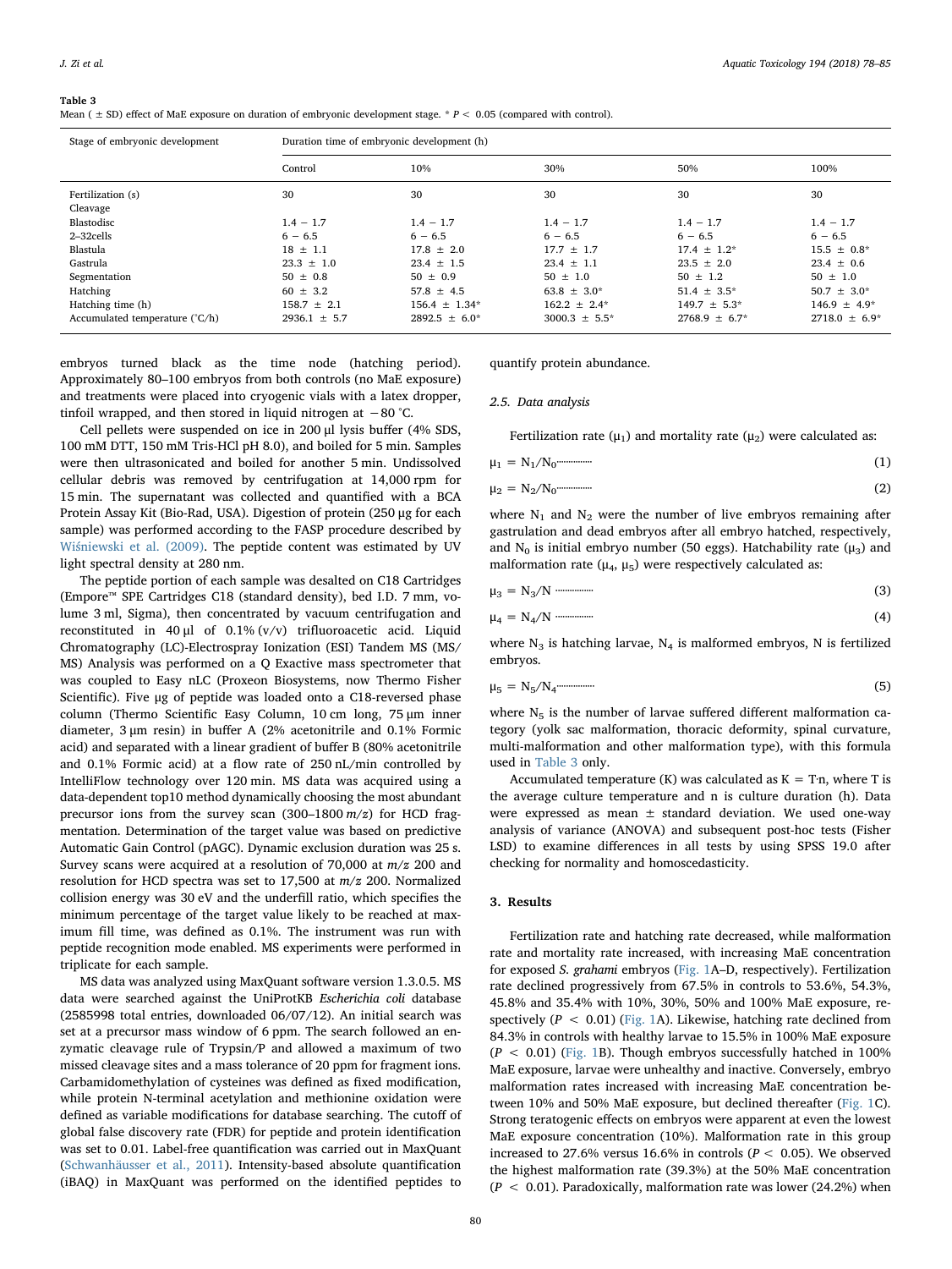**Table 3**
Mean ( ± SD) effect of MaE exposure on duration of embryonic development stage. * $P < 0.05$ (compared with control).

| Stage of embryonic development | Duration time of embryonic development (h) | | | | |
|---|---|---|---|---|---|
| | Control | 10% | 30% | 50% | 100% |
| Fertilization (s) | 30 | 30 | 30 | 30 | 30 |
| Cleavage | | | | | |
| Blastodisc | 1.4 − 1.7 | 1.4 − 1.7 | 1.4 − 1.7 | 1.4 − 1.7 | 1.4 − 1.7 |
| 2–32cells | 6 − 6.5 | 6 − 6.5 | 6 − 6.5 | 6 − 6.5 | 6 − 6.5 |
| Blastula | 18 ± 1.1 | 17.8 ± 2.0 | 17.7 ± 1.7 | 17.4 ± 1.2* | 15.5 ± 0.8* |
| Gastrula | 23.3 ± 1.0 | 23.4 ± 1.5 | 23.4 ± 1.1 | 23.5 ± 2.0 | 23.4 ± 0.6 |
| Segmentation | 50 ± 0.8 | 50 ± 0.9 | 50 ± 1.0 | 50 ± 1.2 | 50 ± 1.0 |
| Hatching | 60 ± 3.2 | 57.8 ± 4.5 | 63.8 ± 3.0* | 51.4 ± 3.5* | 50.7 ± 3.0* |
| Hatching time (h) | 158.7 ± 2.1 | 156.4 ± 1.34* | 162.2 ± 2.4* | 149.7 ± 5.3* | 146.9 ± 4.9* |
| Accumulated temperature (°C/h) | 2936.1 ± 5.7 | 2892.5 ± 6.0* | 3000.3 ± 5.5* | 2768.9 ± 6.7* | 2718.0 ± 6.9* |

embryos turned black as the time node (hatching period). Approximately 80–100 embryos from both controls (no MaE exposure) and treatments were placed into cryogenic vials with a latex dropper, tinfoil wrapped, and then stored in liquid nitrogen at −80 °C.

Cell pellets were suspended on ice in 200 µl lysis buffer (4% SDS, 100 mM DTT, 150 mM Tris-HCl pH 8.0), and boiled for 5 min. Samples were then ultrasonicated and boiled for another 5 min. Undissolved cellular debris was removed by centrifugation at 14,000 rpm for 15 min. The supernatant was collected and quantified with a BCA Protein Assay Kit (Bio-Rad, USA). Digestion of protein (250 µg for each sample) was performed according to the FASP procedure described by Wiśniewski et al. (2009). The peptide content was estimated by UV light spectral density at 280 nm.

The peptide portion of each sample was desalted on C18 Cartridges (Empore™ SPE Cartridges C18 (standard density), bed I.D. 7 mm, volume 3 ml, Sigma), then concentrated by vacuum centrifugation and reconstituted in 40 µl of 0.1% (v/v) trifluoroacetic acid. Liquid Chromatography (LC)-Electrospray Ionization (ESI) Tandem MS (MS/MS) Analysis was performed on a Q Exactive mass spectrometer that was coupled to Easy nLC (Proxeon Biosystems, now Thermo Fisher Scientific). Five µg of peptide was loaded onto a C18-reversed phase column (Thermo Scientific Easy Column, 10 cm long, 75 µm inner diameter, 3 µm resin) in buffer A (2% acetonitrile and 0.1% Formic acid) and separated with a linear gradient of buffer B (80% acetonitrile and 0.1% Formic acid) at a flow rate of 250 nL/min controlled by IntelliFlow technology over 120 min. MS data was acquired using a data-dependent top10 method dynamically choosing the most abundant precursor ions from the survey scan (300–1800 *m/z*) for HCD fragmentation. Determination of the target value was based on predictive Automatic Gain Control (pAGC). Dynamic exclusion duration was 25 s. Survey scans were acquired at a resolution of 70,000 at *m/z* 200 and resolution for HCD spectra was set to 17,500 at *m/z* 200. Normalized collision energy was 30 eV and the underfill ratio, which specifies the minimum percentage of the target value likely to be reached at maximum fill time, was defined as 0.1%. The instrument was run with peptide recognition mode enabled. MS experiments were performed in triplicate for each sample.

MS data was analyzed using MaxQuant software version 1.3.0.5. MS data were searched against the UniProtKB *Escherichia coli* database (2585998 total entries, downloaded 06/07/12). An initial search was set at a precursor mass window of 6 ppm. The search followed an enzymatic cleavage rule of Trypsin/P and allowed a maximum of two missed cleavage sites and a mass tolerance of 20 ppm for fragment ions. Carbamidomethylation of cysteines was defined as fixed modification, while protein N-terminal acetylation and methionine oxidation were defined as variable modifications for database searching. The cutoff of global false discovery rate (FDR) for peptide and protein identification was set to 0.01. Label-free quantification was carried out in MaxQuant (Schwanhäusser et al., 2011). Intensity-based absolute quantification (iBAQ) in MaxQuant was performed on the identified peptides to quantify protein abundance.

### 2.5. Data analysis

Fertilization rate ($\mu_1$) and mortality rate ($\mu_2$) were calculated as:

$$\mu_1 = N_1/N_0 \quad (1)$$

$$\mu_2 = N_2/N_0 \quad (2)$$

where $N_1$ and $N_2$ were the number of live embryos remaining after gastrulation and dead embryos after all embryo hatched, respectively, and $N_0$ is initial embryo number (50 eggs). Hatchability rate ($\mu_3$) and malformation rate ($\mu_4$, $\mu_5$) were respectively calculated as:

$$\mu_3 = N_3/N \quad (3)$$

$$\mu_4 = N_4/N \quad (4)$$

where $N_3$ is hatching larvae, $N_4$ is malformed embryos, N is fertilized embryos.

$$\mu_5 = N_5/N_4 \quad (5)$$

where $N_5$ is the number of larvae suffered different malformation category (yolk sac malformation, thoracic deformity, spinal curvature, multi-malformation and other malformation type), with this formula used in Table 3 only.

Accumulated temperature (K) was calculated as K = T·n, where T is the average culture temperature and n is culture duration (h). Data were expressed as mean ± standard deviation. We used one-way analysis of variance (ANOVA) and subsequent post-hoc tests (Fisher LSD) to examine differences in all tests by using SPSS 19.0 after checking for normality and homoscedasticity.

## 3. Results

Fertilization rate and hatching rate decreased, while malformation rate and mortality rate increased, with increasing MaE concentration for exposed *S. grahami* embryos (Fig. 1A–D, respectively). Fertilization rate declined progressively from 67.5% in controls to 53.6%, 54.3%, 45.8% and 35.4% with 10%, 30%, 50% and 100% MaE exposure, respectively ($P < 0.01$) (Fig. 1A). Likewise, hatching rate declined from 84.3% in controls with healthy larvae to 15.5% in 100% MaE exposure ($P < 0.01$) (Fig. 1B). Though embryos successfully hatched in 100% MaE exposure, larvae were unhealthy and inactive. Conversely, embryo malformation rates increased with increasing MaE concentration between 10% and 50% MaE exposure, but declined thereafter (Fig. 1C). Strong teratogenic effects on embryos were apparent at even the lowest MaE exposure concentration (10%). Malformation rate in this group increased to 27.6% versus 16.6% in controls ($P < 0.05$). We observed the highest malformation rate (39.3%) at the 50% MaE concentration ($P < 0.01$). Paradoxically, malformation rate was lower (24.2%) when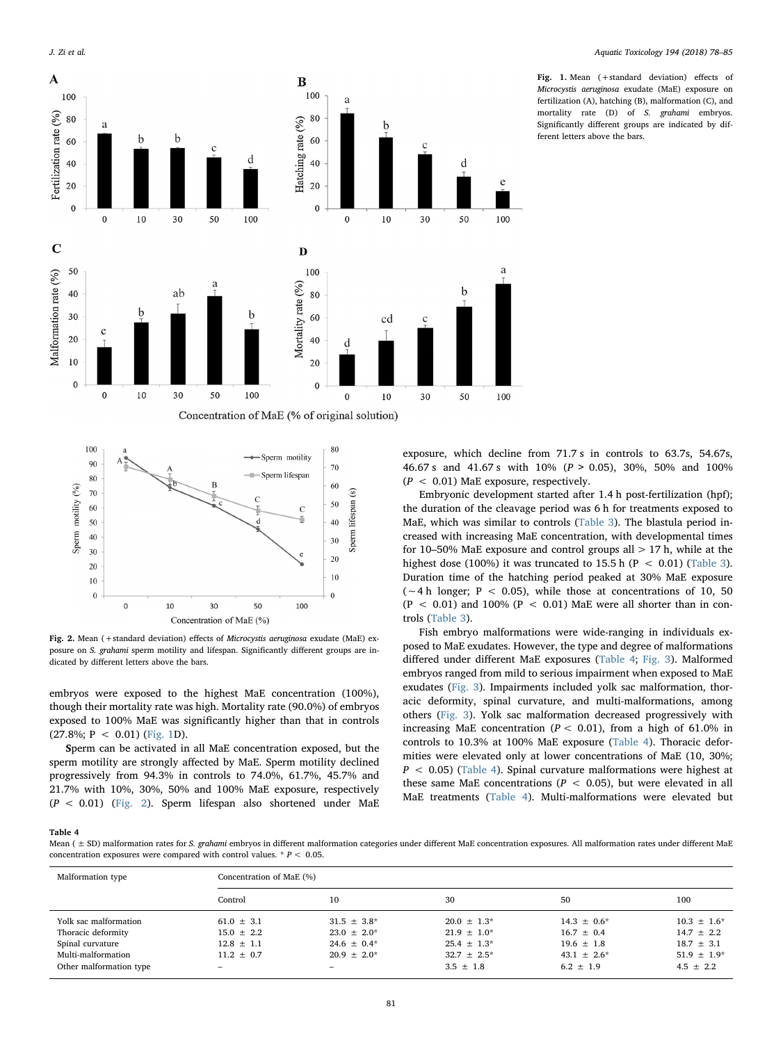Fig. 1. Mean (+standard deviation) effects of *Microcystis aeruginosa* exudate (MaE) exposure on fertilization (A), hatching (B), malformation (C), and mortality rate (D) of *S. grahami* embryos. Significantly different groups are indicated by different letters above the bars.

Fig. 2. Mean (+standard deviation) effects of *Microcystis aeruginosa* exudate (MaE) exposure on *S. grahami* sperm motility and lifespan. Significantly different groups are indicated by different letters above the bars.

embryos were exposed to the highest MaE concentration (100%), though their mortality rate was high. Mortality rate (90.0%) of embryos exposed to 100% MaE was significantly higher than that in controls (27.8%; $P < 0.01$) (Fig. 1D).

Sperm can be activated in all MaE concentration exposed, but the sperm motility are strongly affected by MaE. Sperm motility declined progressively from 94.3% in controls to 74.0%, 61.7%, 45.7% and 21.7% with 10%, 30%, 50% and 100% MaE exposure, respectively ($P < 0.01$) (Fig. 2). Sperm lifespan also shortened under MaE exposure, which decline from 71.7 s in controls to 63.7s, 54.67s, 46.67 s and 41.67 s with 10% ($P > 0.05$), 30%, 50% and 100% ($P < 0.01$) MaE exposure, respectively.

Embryonic development started after 1.4 h post-fertilization (hpf); the duration of the cleavage period was 6 h for treatments exposed to MaE, which was similar to controls (Table 3). The blastula period increased with increasing MaE concentration, with developmental times for 10–50% MaE exposure and control groups all > 17 h, while at the highest dose (100%) it was truncated to 15.5 h ($P < 0.01$) (Table 3). Duration time of the hatching period peaked at 30% MaE exposure (~4 h longer; $P < 0.05$), while those at concentrations of 10, 50 ($P < 0.01$) and 100% ($P < 0.01$) MaE were all shorter than in controls (Table 3).

Fish embryo malformations were wide-ranging in individuals exposed to MaE exudates. However, the type and degree of malformations differed under different MaE exposures (Table 4; Fig. 3). Malformed embryos ranged from mild to serious impairment when exposed to MaE exudates (Fig. 3). Impairments included yolk sac malformation, thoracic deformity, spinal curvature, and multi-malformations, among others (Fig. 3). Yolk sac malformation decreased progressively with increasing MaE concentration ($P < 0.01$), from a high of 61.0% in controls to 10.3% at 100% MaE exposure (Table 4). Thoracic deformities were elevated only at lower concentrations of MaE (10, 30%; $P < 0.05$) (Table 4). Spinal curvature malformations were highest at these same MaE concentrations ($P < 0.05$), but were elevated in all MaE treatments (Table 4). Multi-malformations were elevated but

**Table 4**
Mean (± SD) malformation rates for *S. grahami* embryos in different malformation categories under different MaE concentration exposures. All malformation rates under different MaE concentration exposures were compared with control values. * $P < 0.05$.

| Malformation type | Concentration of MaE (%) | | | | |
|---|---|---|---|---|---|
| | Control | 10 | 30 | 50 | 100 |
| Yolk sac malformation | 61.0 ± 3.1 | 31.5 ± 3.8* | 20.0 ± 1.3* | 14.3 ± 0.6* | 10.3 ± 1.6* |
| Thoracic deformity | 15.0 ± 2.2 | 23.0 ± 2.0* | 21.9 ± 1.0* | 16.7 ± 0.4 | 14.7 ± 2.2 |
| Spinal curvature | 12.8 ± 1.1 | 24.6 ± 0.4* | 25.4 ± 1.3* | 19.6 ± 1.8 | 18.7 ± 3.1 |
| Multi-malformation | 11.2 ± 0.7 | 20.9 ± 2.0* | 32.7 ± 2.5* | 43.1 ± 2.6* | 51.9 ± 1.9* |
| Other malformation type | – | – | 3.5 ± 1.8 | 6.2 ± 1.9 | 4.5 ± 2.2 |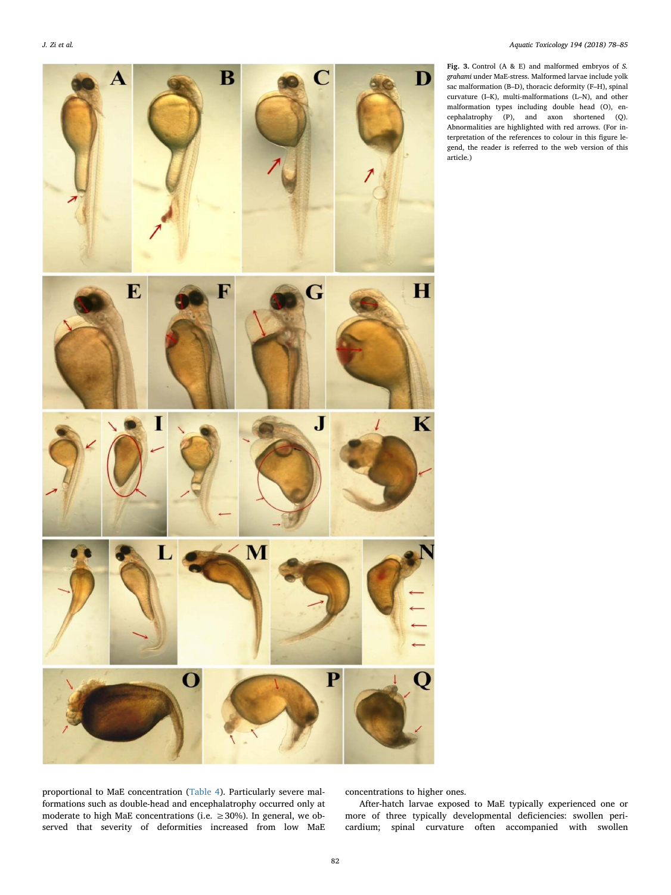Fig. 3. Control (A & E) and malformed embryos of *S. grahami* under MaE-stress. Malformed larvae include yolk sac malformation (B–D), thoracic deformity (F–H), spinal curvature (I–K), multi-malformations (L–N), and other malformation types including double head (O), encephalatrophy (P), and axon shortened (Q). Abnormalities are highlighted with red arrows. (For interpretation of the references to colour in this figure legend, the reader is referred to the web version of this article.)

proportional to MaE concentration (Table 4). Particularly severe malformations such as double-head and encephalatrophy occurred only at moderate to high MaE concentrations (i.e. ≥30%). In general, we observed that severity of deformities increased from low MaE concentrations to higher ones.

After-hatch larvae exposed to MaE typically experienced one or more of three typically developmental deficiencies: swollen pericardium; spinal curvature often accompanied with swollen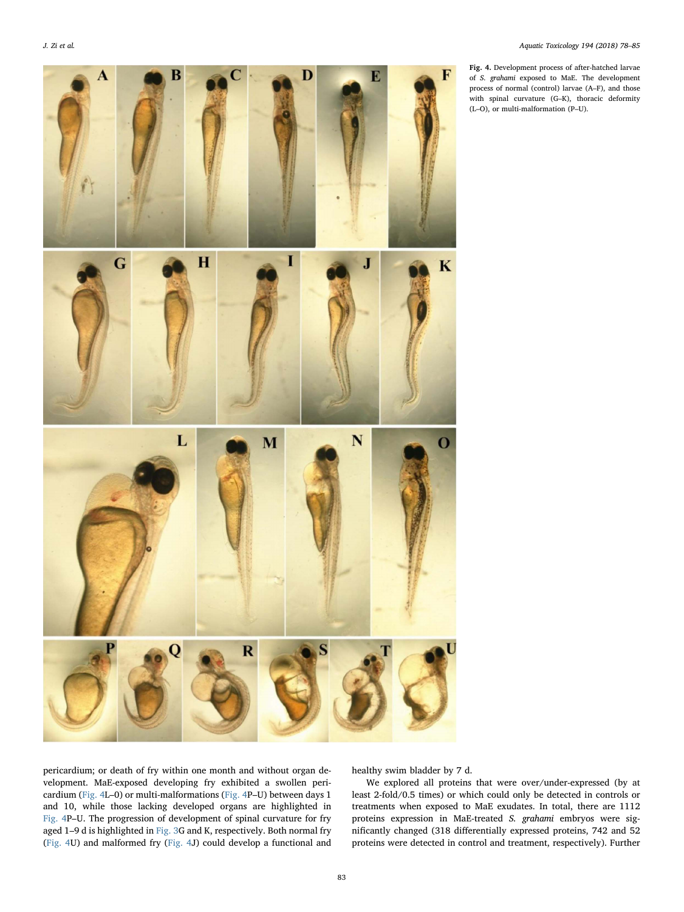**Fig. 4.** Development process of after-hatched larvae of *S. grahami* exposed to MaE. The development process of normal (control) larvae (A–F), and those with spinal curvature (G–K), thoracic deformity (L–O), or multi-malformation (P–U).

pericardium; or death of fry within one month and without organ development. MaE-exposed developing fry exhibited a swollen pericardium (Fig. 4L–0) or multi-malformations (Fig. 4P–U) between days 1 and 10, while those lacking developed organs are highlighted in Fig. 4P–U. The progression of development of spinal curvature for fry aged 1–9 d is highlighted in Fig. 3G and K, respectively. Both normal fry (Fig. 4U) and malformed fry (Fig. 4J) could develop a functional and healthy swim bladder by 7 d.

We explored all proteins that were over/under-expressed (by at least 2-fold/0.5 times) or which could only be detected in controls or treatments when exposed to MaE exudates. In total, there are 1112 proteins expression in MaE-treated *S. grahami* embryos were significantly changed (318 differentially expressed proteins, 742 and 52 proteins were detected in control and treatment, respectively). Further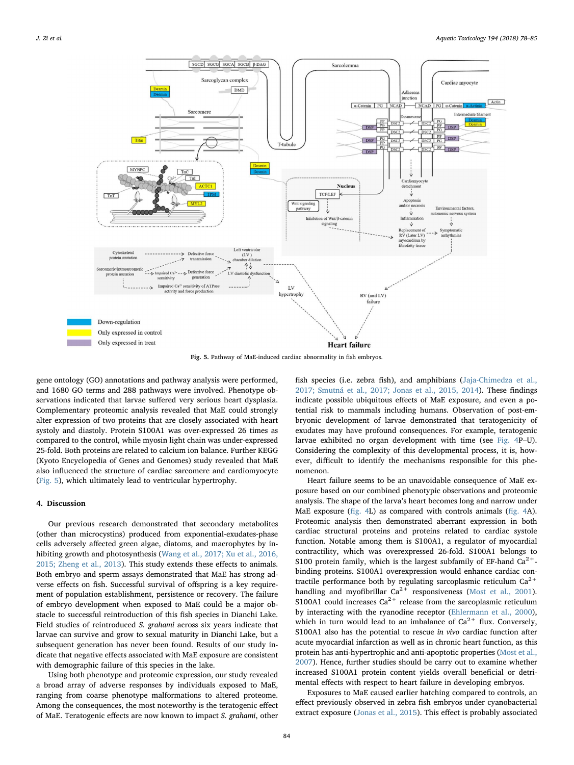Fig. 5. Pathway of MaE-induced cardiac abnormality in fish embryos.

gene ontology (GO) annotations and pathway analysis were performed, and 1680 GO terms and 288 pathways were involved. Phenotype observations indicated that larvae suffered very serious heart dysplasia. Complementary proteomic analysis revealed that MaE could strongly alter expression of two proteins that are closely associated with heart systoly and diastoly. Protein S100A1 was over-expressed 26 times as compared to the control, while myosin light chain was under-expressed 25-fold. Both proteins are related to calcium ion balance. Further KEGG (Kyoto Encyclopedia of Genes and Genomes) study revealed that MaE also influenced the structure of cardiac sarcomere and cardiomyocyte (Fig. 5), which ultimately lead to ventricular hypertrophy.

## 4. Discussion

Our previous research demonstrated that secondary metabolites (other than microcystins) produced from exponential-exudates-phase cells adversely affected green algae, diatoms, and macrophytes by inhibiting growth and photosynthesis (Wang et al., 2017; Xu et al., 2016, 2015; Zheng et al., 2013). This study extends these effects to animals. Both embryo and sperm assays demonstrated that MaE has strong adverse effects on fish. Successful survival of offspring is a key requirement of population establishment, persistence or recovery. The failure of embryo development when exposed to MaE could be a major obstacle to successful reintroduction of this fish species in Dianchi Lake. Field studies of reintroduced *S. grahami* across six years indicate that larvae can survive and grow to sexual maturity in Dianchi Lake, but a subsequent generation has never been found. Results of our study indicate that negative effects associated with MaE exposure are consistent with demographic failure of this species in the lake.

Using both phenotype and proteomic analysis, our study revealed a broad array of adverse responses by individuals exposed to MaE, ranging from coarse phenotype malformations to altered proteome. Among the consequences, the most noteworthy is the teratogenic effect of MaE. Teratogenic effects are now known to impact *S. grahami*, other fish species (i.e. zebra fish), and amphibians (Jaja-Chimedza et al., 2017; Smutná et al., 2017; Jonas et al., 2015, 2014). These findings indicate possible ubiquitous effects of MaE exposure, and even a potential risk to mammals including humans. Observation of post-embryonic development of larvae demonstrated that teratogenicity of exudates may have profound consequences. For example, teratogenic larvae exhibited no organ development with time (see Fig. 4P–U). Considering the complexity of this developmental process, it is, however, difficult to identify the mechanisms responsible for this phenomenon.

Heart failure seems to be an unavoidable consequence of MaE exposure based on our combined phenotypic observations and proteomic analysis. The shape of the larva's heart becomes long and narrow under MaE exposure (fig. 4L) as compared with controls animals (fig. 4A). Proteomic analysis then demonstrated aberrant expression in both cardiac structural proteins and proteins related to cardiac systole function. Notable among them is S100A1, a regulator of myocardial contractility, which was overexpressed 26-fold. S100A1 belongs to S100 protein family, which is the largest subfamily of EF-hand $Ca^{2+}$-binding proteins. S100A1 overexpression would enhance cardiac contractile performance both by regulating sarcoplasmic reticulum $Ca^{2+}$ handling and myofibrillar $Ca^{2+}$ responsiveness (Most et al., 2001). S100A1 could increases $Ca^{2+}$ release from the sarcoplasmic reticulum by interacting with the ryanodine receptor (Ehlermann et al., 2000), which in turn would lead to an imbalance of $Ca^{2+}$ flux. Conversely, S100A1 also has the potential to rescue *in vivo* cardiac function after acute myocardial infarction as well as in chronic heart function, as this protein has anti-hypertrophic and anti-apoptotic properties (Most et al., 2007). Hence, further studies should be carry out to examine whether increased S100A1 protein content yields overall beneficial or detrimental effects with respect to heart failure in developing embryos.

Exposures to MaE caused earlier hatching compared to controls, an effect previously observed in zebra fish embryos under cyanobacterial extract exposure (Jonas et al., 2015). This effect is probably associated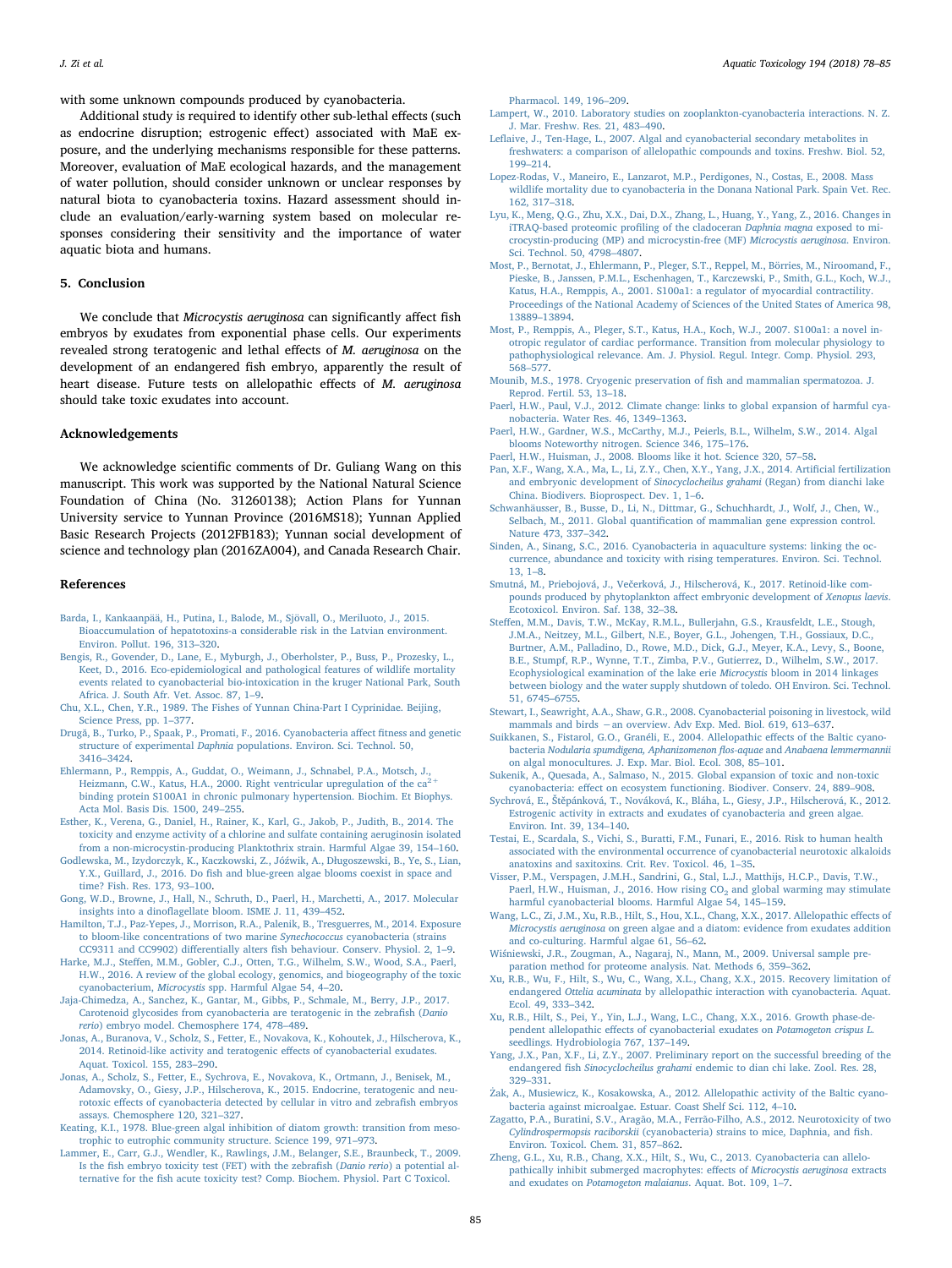with some unknown compounds produced by cyanobacteria.

Additional study is required to identify other sub-lethal effects (such as endocrine disruption; estrogenic effect) associated with MaE exposure, and the underlying mechanisms responsible for these patterns. Moreover, evaluation of MaE ecological hazards, and the management of water pollution, should consider unknown or unclear responses by natural biota to cyanobacteria toxins. Hazard assessment should include an evaluation/early-warning system based on molecular responses considering their sensitivity and the importance of water aquatic biota and humans.

## 5. Conclusion

We conclude that *Microcystis aeruginosa* can significantly affect fish embryos by exudates from exponential phase cells. Our experiments revealed strong teratogenic and lethal effects of *M. aeruginosa* on the development of an endangered fish embryo, apparently the result of heart disease. Future tests on allelopathic effects of *M. aeruginosa* should take toxic exudates into account.

## Acknowledgements

We acknowledge scientific comments of Dr. Guliang Wang on this manuscript. This work was supported by the National Natural Science Foundation of China (No. 31260138); Action Plans for Yunnan University service to Yunnan Province (2016MS18); Yunnan Applied Basic Research Projects (2012FB183); Yunnan social development of science and technology plan (2016ZA004), and Canada Research Chair.

## References

Barda, I., Kankaanpää, H., Putina, I., Balode, M., Sjövall, O., Meriluoto, J., 2015. Bioaccumulation of hepatotoxins-a considerable risk in the Latvian environment. Environ. Pollut. 196, 313–320.

Bengis, R., Govender, D., Lane, E., Myburgh, J., Oberholster, P., Buss, P., Prozesky, L., Keet, D., 2016. Eco-epidemiological and pathological features of wildlife mortality events related to cyanobacterial bio-intoxication in the kruger National Park, South Africa. J. South Afr. Vet. Assoc. 87, 1–9.

Chu, X.L., Chen, Y.R., 1989. The Fishes of Yunnan China-Part I Cyprinidae. Beijing, Science Press, pp. 1–377.

Drugă, B., Turko, P., Spaak, P., Promati, F., 2016. Cyanobacteria affect fitness and genetic structure of experimental *Daphnia* populations. Environ. Sci. Technol. 50, 3416–3424.

Ehlermann, P., Remppis, A., Guddat, O., Weimann, J., Schnabel, P.A., Motsch, J., Heizmann, C.W., Katus, H.A., 2000. Right ventricular upregulation of the $ca^{2+}$ binding protein S100A1 in chronic pulmonary hypertension. Biochim. Et Biophys. Acta Mol. Basis Dis. 1500, 249–255.

Esther, K., Verena, G., Daniel, H., Rainer, K., Jakob, P., Judith, B., 2014. The toxicity and enzyme activity of a chlorine and sulfate containing aeruginosin isolated from a non-microcystin-producing Planktothrix strain. Harmful Algae 39, 154–160.

Godlewska, M., Izydorczyk, K., Kaczkowski, Z., Jóźwik, A., Długoszewski, B., Ye, S., Lian, Y.X., Guillard, J., 2016. Do fish and blue-green algae blooms coexist in space and time? Fish. Res. 173, 93–100.

Gong, W.D., Browne, J., Hall, N., Schruth, D., Paerl, H., Marchetti, A., 2017. Molecular insights into a dinoflagellate bloom. ISME J. 11, 439–452.

Hamilton, T.J., Paz-Yepes, J., Morrison, R.A., Palenik, B., Tresguerres, M., 2014. Exposure to bloom-like concentrations of two marine *Synechococcus* cyanobacteria (strains CC9311 and CC9902) differentially alters fish behaviour. Conserv. Physiol. 2, 1–9.

Harke, M.J., Steffen, M.M., Gobler, C.J., Otten, T.G., Wilhelm, S.W., Wood, S.A., Paerl, H.W., 2016. A review of the global ecology, genomics, and biogeography of the toxic cyanobacterium, *Microcystis* spp. Harmful Algae 54, 4–20.

Jaja-Chimedza, A., Sanchez, K., Gantar, M., Gibbs, P., Schmale, M., Berry, J.P., 2017. Carotenoid glycosides from cyanobacteria are teratogenic in the zebrafish (*Danio rerio*) embryo model. Chemosphere 174, 478–489.

Jonas, A., Buranova, V., Scholz, S., Fetter, E., Novakova, K., Kohoutek, J., Hilscherova, K., 2014. Retinoid-like activity and teratogenic effects of cyanobacterial exudates. Aquat. Toxicol. 155, 283–290.

Jonas, A., Scholz, S., Fetter, E., Sychrova, E., Novakova, K., Ortmann, J., Benisek, M., Adamovsky, O., Giesy, J.P., Hilscherova, K., 2015. Endocrine, teratogenic and neurotoxic effects of cyanobacteria detected by cellular in vitro and zebrafish embryos assays. Chemosphere 120, 321–327.

Keating, K.I., 1978. Blue-green algal inhibition of diatom growth: transition from mesotrophic to eutrophic community structure. Science 199, 971–973.

Lammer, E., Carr, G.J., Wendler, K., Rawlings, J.M., Belanger, S.E., Braunbeck, T., 2009. Is the fish embryo toxicity test (FET) with the zebrafish (*Danio rerio*) a potential alternative for the fish acute toxicity test? Comp. Biochem. Physiol. Part C Toxicol. Pharmacol. 149, 196–209.

Lampert, W., 2010. Laboratory studies on zooplankton-cyanobacteria interactions. N. Z. J. Mar. Freshw. Res. 21, 483–490.

Leflaive, J., Ten-Hage, L., 2007. Algal and cyanobacterial secondary metabolites in freshwaters: a comparison of allelopathic compounds and toxins. Freshw. Biol. 52, 199–214.

Lopez-Rodas, V., Maneiro, E., Lanzarot, M.P., Perdigones, N., Costas, E., 2008. Mass wildlife mortality due to cyanobacteria in the Donana National Park. Spain Vet. Rec. 162, 317–318.

Lyu, K., Meng, Q.G., Zhu, X.X., Dai, D.X., Zhang, L., Huang, Y., Yang, Z., 2016. Changes in iTRAQ-based proteomic profiling of the cladoceran *Daphnia magna* exposed to microcystin-producing (MP) and microcystin-free (MF) *Microcystis aeruginosa*. Environ. Sci. Technol. 50, 4798–4807.

Most, P., Bernotat, J., Ehlermann, P., Pleger, S.T., Reppel, M., Börries, M., Niroomand, F., Pieske, B., Janssen, P.M.L., Eschenhagen, T., Karczewski, P., Smith, G.L., Koch, W.J., Katus, H.A., Remppis, A., 2001. S100a1: a regulator of myocardial contractility. Proceedings of the National Academy of Sciences of the United States of America 98, 13889–13894.

Most, P., Remppis, A., Pleger, S.T., Katus, H.A., Koch, W.J., 2007. S100a1: a novel inotropic regulator of cardiac performance. Transition from molecular physiology to pathophysiological relevance. Am. J. Physiol. Regul. Integr. Comp. Physiol. 293, 568–577.

Mounib, M.S., 1978. Cryogenic preservation of fish and mammalian spermatozoa. J. Reprod. Fertil. 53, 13–18.

Paerl, H.W., Paul, V.J., 2012. Climate change: links to global expansion of harmful cyanobacteria. Water Res. 46, 1349–1363.

Paerl, H.W., Gardner, W.S., McCarthy, M.J., Peierls, B.L., Wilhelm, S.W., 2014. Algal blooms Noteworthy nitrogen. Science 346, 175–176.

Paerl, H.W., Huisman, J., 2008. Blooms like it hot. Science 320, 57–58.

Pan, X.F., Wang, X.A., Ma, L., Li, Z.Y., Chen, X.Y., Yang, J.X., 2014. Artificial fertilization and embryonic development of *Sinocyclocheilus grahami* (Regan) from dianchi lake China. Biodivers. Bioprospect. Dev. 1, 1–6.

Schwanhäusser, B., Busse, D., Li, N., Dittmar, G., Schuchhardt, J., Wolf, J., Chen, W., Selbach, M., 2011. Global quantification of mammalian gene expression control. Nature 473, 337–342.

Sinden, A., Sinang, S.C., 2016. Cyanobacteria in aquaculture systems: linking the occurrence, abundance and toxicity with rising temperatures. Environ. Sci. Technol. 13, 1–8.

Smutná, M., Priebojová, J., Večerková, J., Hilscherová, K., 2017. Retinoid-like compounds produced by phytoplankton affect embryonic development of *Xenopus laevis*. Ecotoxicol. Environ. Saf. 138, 32–38.

Steffen, M.M., Davis, T.W., McKay, R.M.L., Bullerjahn, G.S., Krausfeldt, L.E., Stough, J.M.A., Neitzey, M.L., Gilbert, N.E., Boyer, G.L., Johengen, T.H., Gossiaux, D.C., Burtner, A.M., Palladino, D., Rowe, M.D., Dick, G.J., Meyer, K.A., Levy, S., Boone, B.E., Stumpf, R.P., Wynne, T.T., Zimba, P.V., Gutierrez, D., Wilhelm, S.W., 2017. Ecophysiological examination of the lake erie *Microcystis* bloom in 2014 linkages between biology and the water supply shutdown of toledo. OH Environ. Sci. Technol. 51, 6745–6755.

Stewart, I., Seawright, A.A., Shaw, G.R., 2008. Cyanobacterial poisoning in livestock, wild mammals and birds – an overview. Adv Exp. Med. Biol. 619, 613–637.

Suikkanen, S., Fistarol, G.O., Granéli, E., 2004. Allelopathic effects of the Baltic cyanobacteria *Nodularia spumdigena, Aphanizomenon flos-aquae* and *Anabaena lemmermannii* on algal monocultures. J. Exp. Mar. Biol. Ecol. 308, 85–101.

Sukenik, A., Quesada, A., Salmaso, N., 2015. Global expansion of toxic and non-toxic cyanobacteria: effect on ecosystem functioning. Biodiver. Conserv. 24, 889–908.

Sychrová, E., Štěpánková, T., Nováková, K., Bláha, L., Giesy, J.P., Hilscherová, K., 2012. Estrogenic activity in extracts and exudates of cyanobacteria and green algae. Environ. Int. 39, 134–140.

Testai, E., Scardala, S., Vichi, S., Buratti, F.M., Funari, E., 2016. Risk to human health associated with the environmental occurrence of cyanobacterial neurotoxic alkaloids anatoxins and saxitoxins. Crit. Rev. Toxicol. 46, 1–35.

Visser, P.M., Verspagen, J.M.H., Sandrini, G., Stal, L.J., Matthijs, H.C.P., Davis, T.W., Paerl, H.W., Huisman, J., 2016. How rising $CO_2$ and global warming may stimulate harmful cyanobacterial blooms. Harmful Algae 54, 145–159.

Wang, L.C., Zi, J.M., Xu, R.B., Hilt, S., Hou, X.L., Chang, X.X., 2017. Allelopathic effects of *Microcystis aeruginosa* on green algae and a diatom: evidence from exudates addition and co-culturing. Harmful Algae 61, 56–62.

Wiśniewski, J.R., Zougman, A., Nagaraj, N., Mann, M., 2009. Universal sample preparation method for proteome analysis. Nat. Methods 6, 359–362.

Xu, R.B., Wu, F., Hilt, S., Wu, C., Wang, X.L., Chang, X.X., 2015. Recovery limitation of endangered *Ottelia acuminata* by allelopathic interaction with cyanobacteria. Aquat. Ecol. 49, 333–342.

Xu, R.B., Hilt, S., Pei, Y., Yin, L.J., Wang, L.C., Chang, X.X., 2016. Growth phase-dependent allelopathic effects of cyanobacterial exudates on *Potamogeton crispus L.* seedlings. Hydrobiologia 767, 137–149.

Yang, J.X., Pan, X.F., Li, Z.Y., 2007. Preliminary report on the successful breeding of the endangered fish *Sinocyclocheilus grahami* endemic to dian chi lake. Zool. Res. 28, 329–331.

Żak, A., Musiewicz, K., Kosakowska, A., 2012. Allelopathic activity of the Baltic cyanobacteria against microalgae. Estuar. Coast Shelf Sci. 112, 4–10.

Zagatto, P.A., Buratini, S.V., Aragão, M.A., Ferrão-Filho, A.S., 2012. Neurotoxicity of two *Cylindrospermopsis raciborskii* (cyanobacteria) strains to mice, Daphnia, and fish. Environ. Toxicol. Chem. 31, 857–862.

Zheng, G.L., Xu, R.B., Chang, X.X., Hilt, S., Wu, C., 2013. Cyanobacteria can allelopathically inhibit submerged macrophytes: effects of *Microcystis aeruginosa* extracts and exudates on *Potamogeton malaianus*. Aquat. Bot. 109, 1–7.